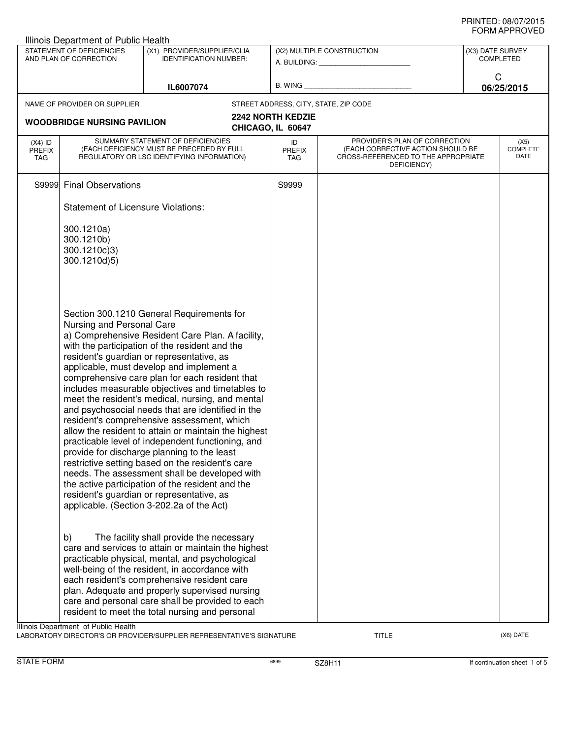PRINTED: 08/07/2015
FORM APPROVED

Illinois Department of Public Health

| STATEMENT OF DEFICIENCIES AND PLAN OF CORRECTION | (X1) PROVIDER/SUPPLIER/CLIA IDENTIFICATION NUMBER: | (X2) MULTIPLE CONSTRUCTION | (X3) DATE SURVEY COMPLETED |
|---|---|---|---|
| | IL6007074 | A. BUILDING: ______ B. WING ______ | C 06/25/2015 |

NAME OF PROVIDER OR SUPPLIER: **WOODBRIDGE NURSING PAVILION**

STREET ADDRESS, CITY, STATE, ZIP CODE: **2242 NORTH KEDZIE, CHICAGO, IL 60647**

| (X4) ID PREFIX TAG | SUMMARY STATEMENT OF DEFICIENCIES (EACH DEFICIENCY MUST BE PRECEDED BY FULL REGULATORY OR LSC IDENTIFYING INFORMATION) | ID PREFIX TAG | PROVIDER'S PLAN OF CORRECTION (EACH CORRECTIVE ACTION SHOULD BE CROSS-REFERENCED TO THE APPROPRIATE DEFICIENCY) | (X5) COMPLETE DATE |
|---|---|---|---|---|
| S9999 | Final Observations | S9999 | | |

Statement of Licensure Violations:

300.1210a)
300.1210b)
300.1210c)3)
300.1210d)5)

Section 300.1210 General Requirements for Nursing and Personal Care

a) Comprehensive Resident Care Plan. A facility, with the participation of the resident and the resident's guardian or representative, as applicable, must develop and implement a comprehensive care plan for each resident that includes measurable objectives and timetables to meet the resident's medical, nursing, and mental and psychosocial needs that are identified in the resident's comprehensive assessment, which allow the resident to attain or maintain the highest practicable level of independent functioning, and provide for discharge planning to the least restrictive setting based on the resident's care needs. The assessment shall be developed with the active participation of the resident and the resident's guardian or representative, as applicable. (Section 3-202.2a of the Act)

b) The facility shall provide the necessary care and services to attain or maintain the highest practicable physical, mental, and psychological well-being of the resident, in accordance with each resident's comprehensive resident care plan. Adequate and properly supervised nursing care and personal care shall be provided to each resident to meet the total nursing and personal

Illinois Department of Public Health
LABORATORY DIRECTOR'S OR PROVIDER/SUPPLIER REPRESENTATIVE'S SIGNATURE TITLE (X6) DATE

STATE FORM 6899 SZ8H11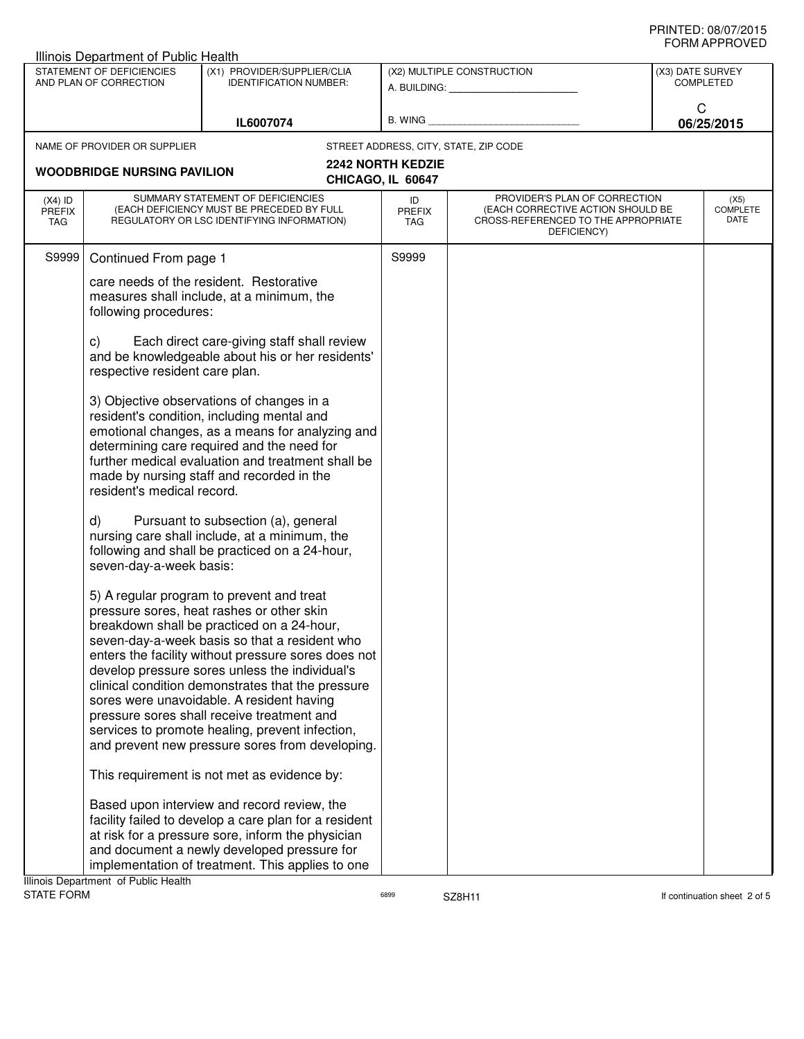Illinois Department of Public Health

| STATEMENT OF DEFICIENCIES AND PLAN OF CORRECTION | (X1) PROVIDER/SUPPLIER/CLIA IDENTIFICATION NUMBER: | (X2) MULTIPLE CONSTRUCTION | (X3) DATE SURVEY COMPLETED |
|---|---|---|---|
| | IL6007074 | A. BUILDING: ______ B. WING ______ | C 06/25/2015 |

NAME OF PROVIDER OR SUPPLIER: **WOODBRIDGE NURSING PAVILION**

STREET ADDRESS, CITY, STATE, ZIP CODE: **2242 NORTH KEDZIE CHICAGO, IL 60647**

| (X4) ID PREFIX TAG | SUMMARY STATEMENT OF DEFICIENCIES (EACH DEFICIENCY MUST BE PRECEDED BY FULL REGULATORY OR LSC IDENTIFYING INFORMATION) | ID PREFIX TAG | PROVIDER'S PLAN OF CORRECTION (EACH CORRECTIVE ACTION SHOULD BE CROSS-REFERENCED TO THE APPROPRIATE DEFICIENCY) | (X5) COMPLETE DATE |
|---|---|---|---|---|
| S9999 | Continued From page 1 | S9999 | | |

care needs of the resident. Restorative measures shall include, at a minimum, the following procedures:

c) Each direct care-giving staff shall review and be knowledgeable about his or her residents' respective resident care plan.

3) Objective observations of changes in a resident's condition, including mental and emotional changes, as a means for analyzing and determining care required and the need for further medical evaluation and treatment shall be made by nursing staff and recorded in the resident's medical record.

d) Pursuant to subsection (a), general nursing care shall include, at a minimum, the following and shall be practiced on a 24-hour, seven-day-a-week basis:

5) A regular program to prevent and treat pressure sores, heat rashes or other skin breakdown shall be practiced on a 24-hour, seven-day-a-week basis so that a resident who enters the facility without pressure sores does not develop pressure sores unless the individual's clinical condition demonstrates that the pressure sores were unavoidable. A resident having pressure sores shall receive treatment and services to promote healing, prevent infection, and prevent new pressure sores from developing.

This requirement is not met as evidence by:

Based upon interview and record review, the facility failed to develop a care plan for a resident at risk for a pressure sore, inform the physician and document a newly developed pressure for implementation of treatment. This applies to one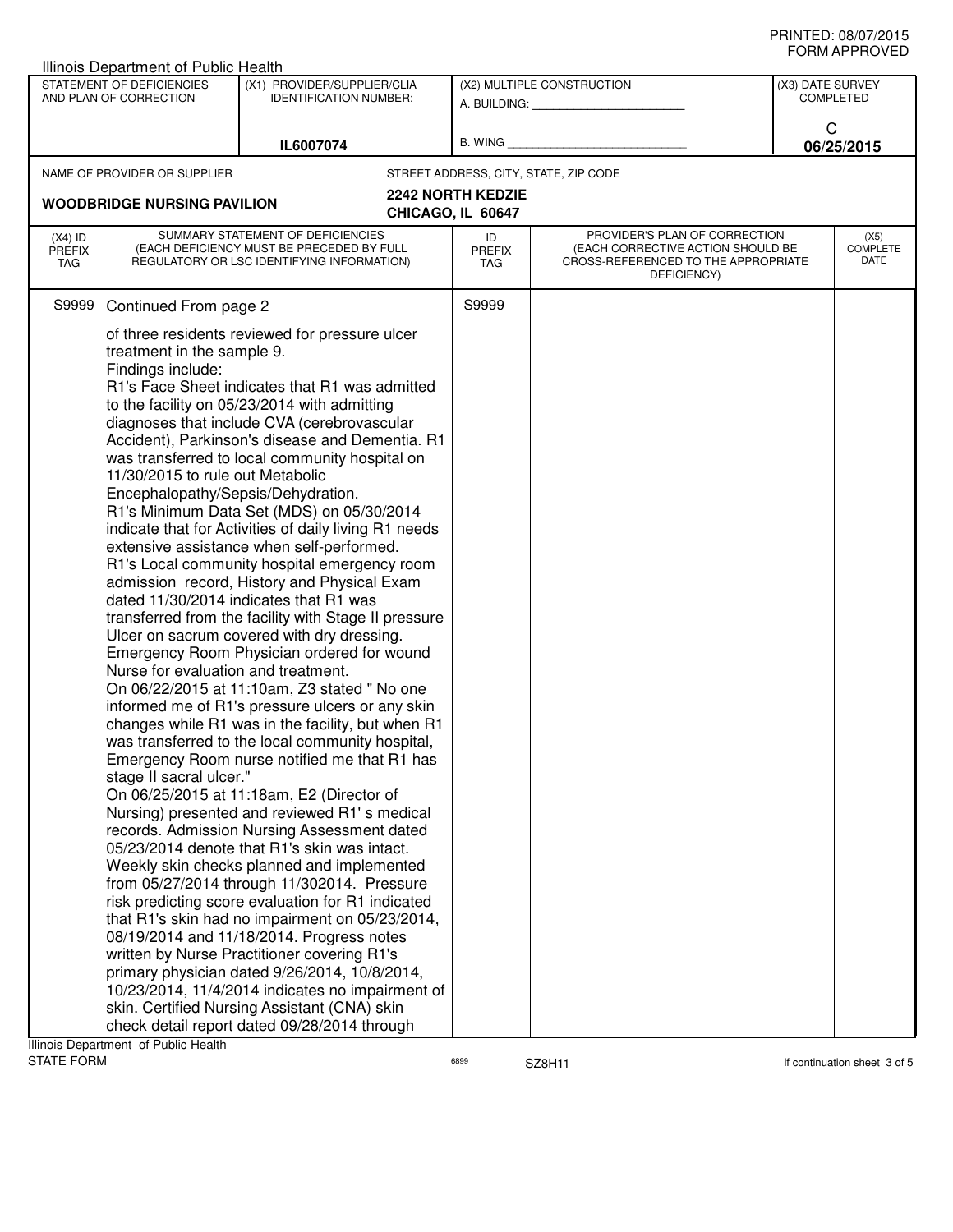PRINTED: 08/07/2015
FORM APPROVED

Illinois Department of Public Health

| STATEMENT OF DEFICIENCIES AND PLAN OF CORRECTION | (X1) PROVIDER/SUPPLIER/CLIA IDENTIFICATION NUMBER: | (X2) MULTIPLE CONSTRUCTION | (X3) DATE SURVEY COMPLETED |
|---|---|---|---|
| | IL6007074 | A. BUILDING: ______ B. WING ______ | C 06/25/2015 |

NAME OF PROVIDER OR SUPPLIER: **WOODBRIDGE NURSING PAVILION**

STREET ADDRESS, CITY, STATE, ZIP CODE: **2242 NORTH KEDZIE CHICAGO, IL 60647**

| (X4) ID PREFIX TAG | SUMMARY STATEMENT OF DEFICIENCIES (EACH DEFICIENCY MUST BE PRECEDED BY FULL REGULATORY OR LSC IDENTIFYING INFORMATION) | ID PREFIX TAG | PROVIDER'S PLAN OF CORRECTION (EACH CORRECTIVE ACTION SHOULD BE CROSS-REFERENCED TO THE APPROPRIATE DEFICIENCY) | (X5) COMPLETE DATE |
|---|---|---|---|---|
| S9999 | Continued From page 2 | S9999 | | |

of three residents reviewed for pressure ulcer treatment in the sample 9.
Findings include:
R1's Face Sheet indicates that R1 was admitted to the facility on 05/23/2014 with admitting diagnoses that include CVA (cerebrovascular Accident), Parkinson's disease and Dementia. R1 was transferred to local community hospital on 11/30/2015 to rule out Metabolic Encephalopathy/Sepsis/Dehydration.
R1's Minimum Data Set (MDS) on 05/30/2014 indicate that for Activities of daily living R1 needs extensive assistance when self-performed.
R1's Local community hospital emergency room admission record, History and Physical Exam dated 11/30/2014 indicates that R1 was transferred from the facility with Stage II pressure Ulcer on sacrum covered with dry dressing. Emergency Room Physician ordered for wound Nurse for evaluation and treatment.
On 06/22/2015 at 11:10am, Z3 stated " No one informed me of R1's pressure ulcers or any skin changes while R1 was in the facility, but when R1 was transferred to the local community hospital, Emergency Room nurse notified me that R1 has stage II sacral ulcer."
On 06/25/2015 at 11:18am, E2 (Director of Nursing) presented and reviewed R1' s medical records. Admission Nursing Assessment dated 05/23/2014 denote that R1's skin was intact. Weekly skin checks planned and implemented from 05/27/2014 through 11/302014. Pressure risk predicting score evaluation for R1 indicated that R1's skin had no impairment on 05/23/2014, 08/19/2014 and 11/18/2014. Progress notes written by Nurse Practitioner covering R1's primary physician dated 9/26/2014, 10/8/2014, 10/23/2014, 11/4/2014 indicates no impairment of skin. Certified Nursing Assistant (CNA) skin check detail report dated 09/28/2014 through

Illinois Department of Public Health
STATE FORM 6899 SZ8H11 If continuation sheet 3 of 5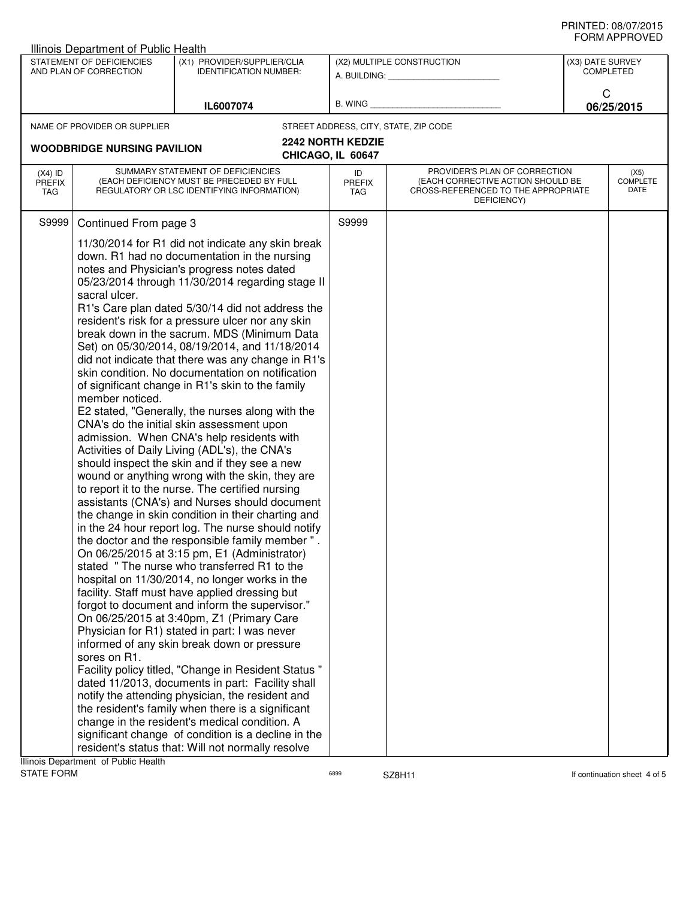PRINTED: 08/07/2015
FORM APPROVED

Illinois Department of Public Health

| STATEMENT OF DEFICIENCIES AND PLAN OF CORRECTION | (X1) PROVIDER/SUPPLIER/CLIA IDENTIFICATION NUMBER: | (X2) MULTIPLE CONSTRUCTION | (X3) DATE SURVEY COMPLETED |
|---|---|---|---|
| | IL6007074 | A. BUILDING: _______ B. WING _______ | C 06/25/2015 |

NAME OF PROVIDER OR SUPPLIER: **WOODBRIDGE NURSING PAVILION**

STREET ADDRESS, CITY, STATE, ZIP CODE: **2242 NORTH KEDZIE, CHICAGO, IL 60647**

| (X4) ID PREFIX TAG | SUMMARY STATEMENT OF DEFICIENCIES (EACH DEFICIENCY MUST BE PRECEDED BY FULL REGULATORY OR LSC IDENTIFYING INFORMATION) | ID PREFIX TAG | PROVIDER'S PLAN OF CORRECTION (EACH CORRECTIVE ACTION SHOULD BE CROSS-REFERENCED TO THE APPROPRIATE DEFICIENCY) | (X5) COMPLETE DATE |
|---|---|---|---|---|
| S9999 | Continued From page 3 | S9999 | | |

11/30/2014 for R1 did not indicate any skin break down. R1 had no documentation in the nursing notes and Physician's progress notes dated 05/23/2014 through 11/30/2014 regarding stage II sacral ulcer.

R1's Care plan dated 5/30/14 did not address the resident's risk for a pressure ulcer nor any skin break down in the sacrum. MDS (Minimum Data Set) on 05/30/2014, 08/19/2014, and 11/18/2014 did not indicate that there was any change in R1's skin condition. No documentation on notification of significant change in R1's skin to the family member noticed.

E2 stated, "Generally, the nurses along with the CNA's do the initial skin assessment upon admission. When CNA's help residents with Activities of Daily Living (ADL's), the CNA's should inspect the skin and if they see a new wound or anything wrong with the skin, they are to report it to the nurse. The certified nursing assistants (CNA's) and Nurses should document the change in skin condition in their charting and in the 24 hour report log. The nurse should notify the doctor and the responsible family member ".

On 06/25/2015 at 3:15 pm, E1 (Administrator) stated " The nurse who transferred R1 to the hospital on 11/30/2014, no longer works in the facility. Staff must have applied dressing but forgot to document and inform the supervisor."

On 06/25/2015 at 3:40pm, Z1 (Primary Care Physician for R1) stated in part: I was never informed of any skin break down or pressure sores on R1.

Facility policy titled, "Change in Resident Status " dated 11/2013, documents in part: Facility shall notify the attending physician, the resident and the resident's family when there is a significant change in the resident's medical condition. A significant change of condition is a decline in the resident's status that: Will not normally resolve

Illinois Department of Public Health
STATE FORM 6899 SZ8H11 If continuation sheet 4 of 5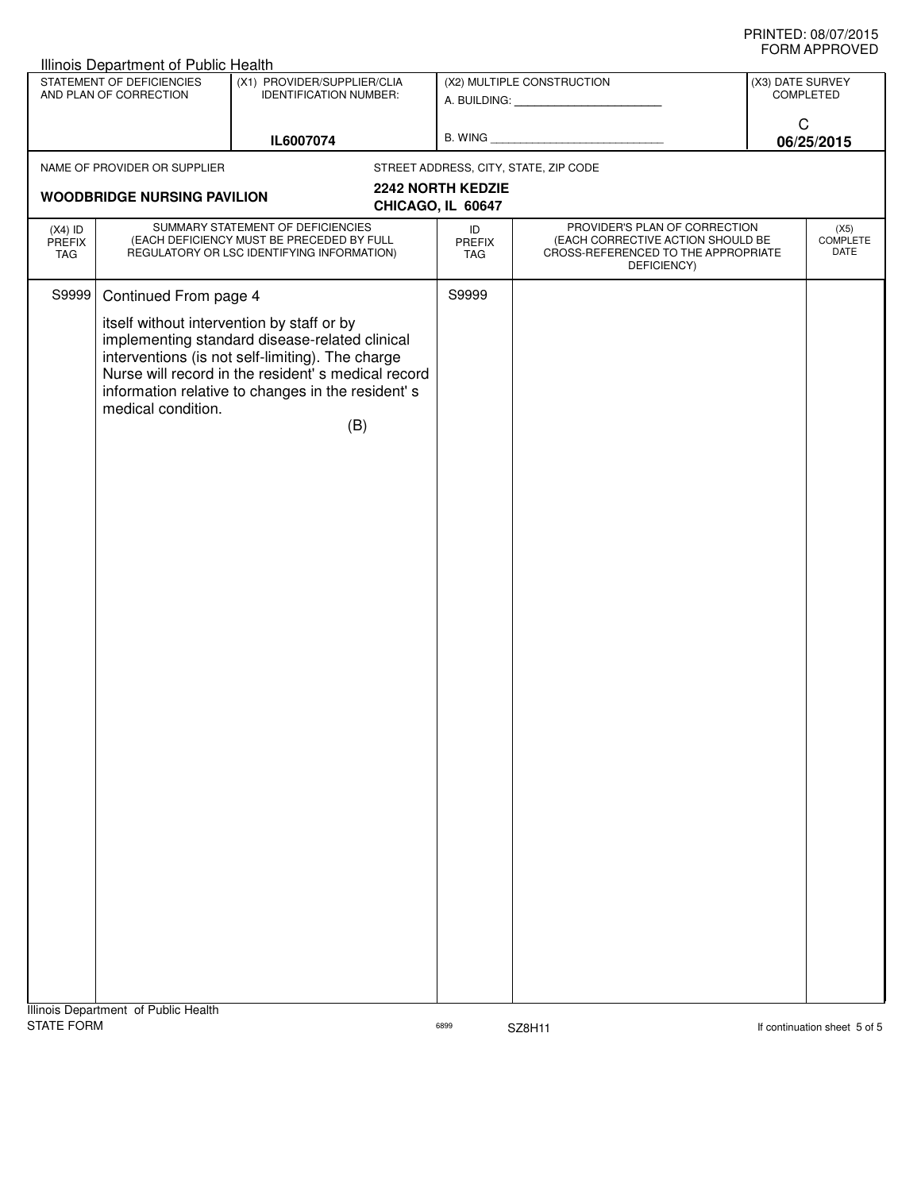Illinois Department of Public Health

| STATEMENT OF DEFICIENCIES AND PLAN OF CORRECTION | (X1) PROVIDER/SUPPLIER/CLIA IDENTIFICATION NUMBER: | (X2) MULTIPLE CONSTRUCTION | (X3) DATE SURVEY COMPLETED |
|---|---|---|---|
| | IL6007074 | A. BUILDING: ______ B. WING ______ | C 06/25/2015 |

NAME OF PROVIDER OR SUPPLIER: **WOODBRIDGE NURSING PAVILION**

STREET ADDRESS, CITY, STATE, ZIP CODE: **2242 NORTH KEDZIE CHICAGO, IL 60647**

| (X4) ID PREFIX TAG | SUMMARY STATEMENT OF DEFICIENCIES (EACH DEFICIENCY MUST BE PRECEDED BY FULL REGULATORY OR LSC IDENTIFYING INFORMATION) | ID PREFIX TAG | PROVIDER'S PLAN OF CORRECTION (EACH CORRECTIVE ACTION SHOULD BE CROSS-REFERENCED TO THE APPROPRIATE DEFICIENCY) | (X5) COMPLETE DATE |
|---|---|---|---|---|
| S9999 | Continued From page 4<br><br>itself without intervention by staff or by implementing standard disease-related clinical interventions (is not self-limiting). The charge Nurse will record in the resident' s medical record information relative to changes in the resident' s medical condition.<br><br>(B) | S9999 | | |

Illinois Department of Public Health
STATE FORM 6899 SZ8H11 If continuation sheet 5 of 5